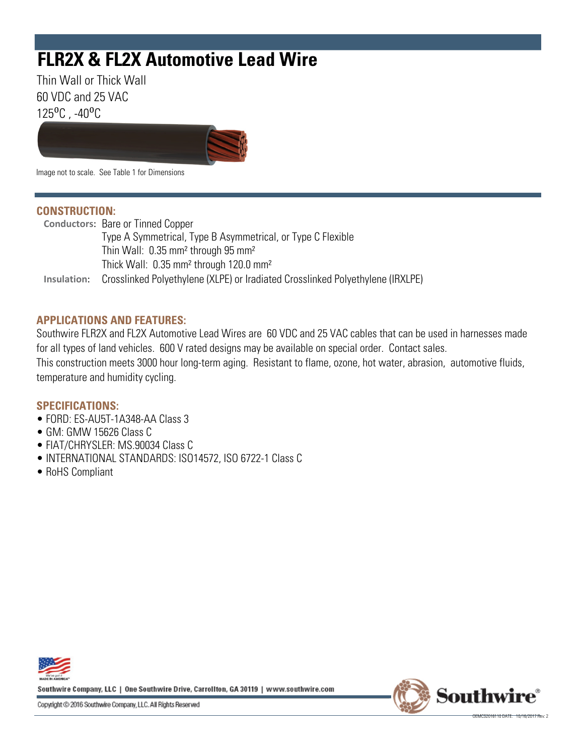# FLR2X & FL2X Automotive Lead Wire

Thin Wall or Thick Wall
60 VDC and 25 VAC
125°C , -40°C

Image not to scale. See Table 1 for Dimensions

## CONSTRUCTION:

**Conductors:** Bare or Tinned Copper
Type A Symmetrical, Type B Asymmetrical, or Type C Flexible
Thin Wall: 0.35 mm² through 95 mm²
Thick Wall: 0.35 mm² through 120.0 mm²

**Insulation:** Crosslinked Polyethylene (XLPE) or Iradiated Crosslinked Polyethylene (IRXLPE)

## APPLICATIONS AND FEATURES:

Southwire FLR2X and FL2X Automotive Lead Wires are 60 VDC and 25 VAC cables that can be used in harnesses made for all types of land vehicles. 600 V rated designs may be available on special order. Contact sales.
This construction meets 3000 hour long-term aging. Resistant to flame, ozone, hot water, abrasion, automotive fluids, temperature and humidity cycling.

## SPECIFICATIONS:

- FORD: ES-AU5T-1A348-AA Class 3
- GM: GMW 15626 Class C
- FIAT/CHRYSLER: MS.90034 Class C
- INTERNATIONAL STANDARDS: ISO14572, ISO 6722-1 Class C
- RoHS Compliant

Southwire Company, LLC | One Southwire Drive, Carrollton, GA 30119 | www.southwire.com

Copyright © 2016 Southwire Company, LLC. All Rights Reserved

OEMCS2018110 DATE: 10/16/2017 Rev. 2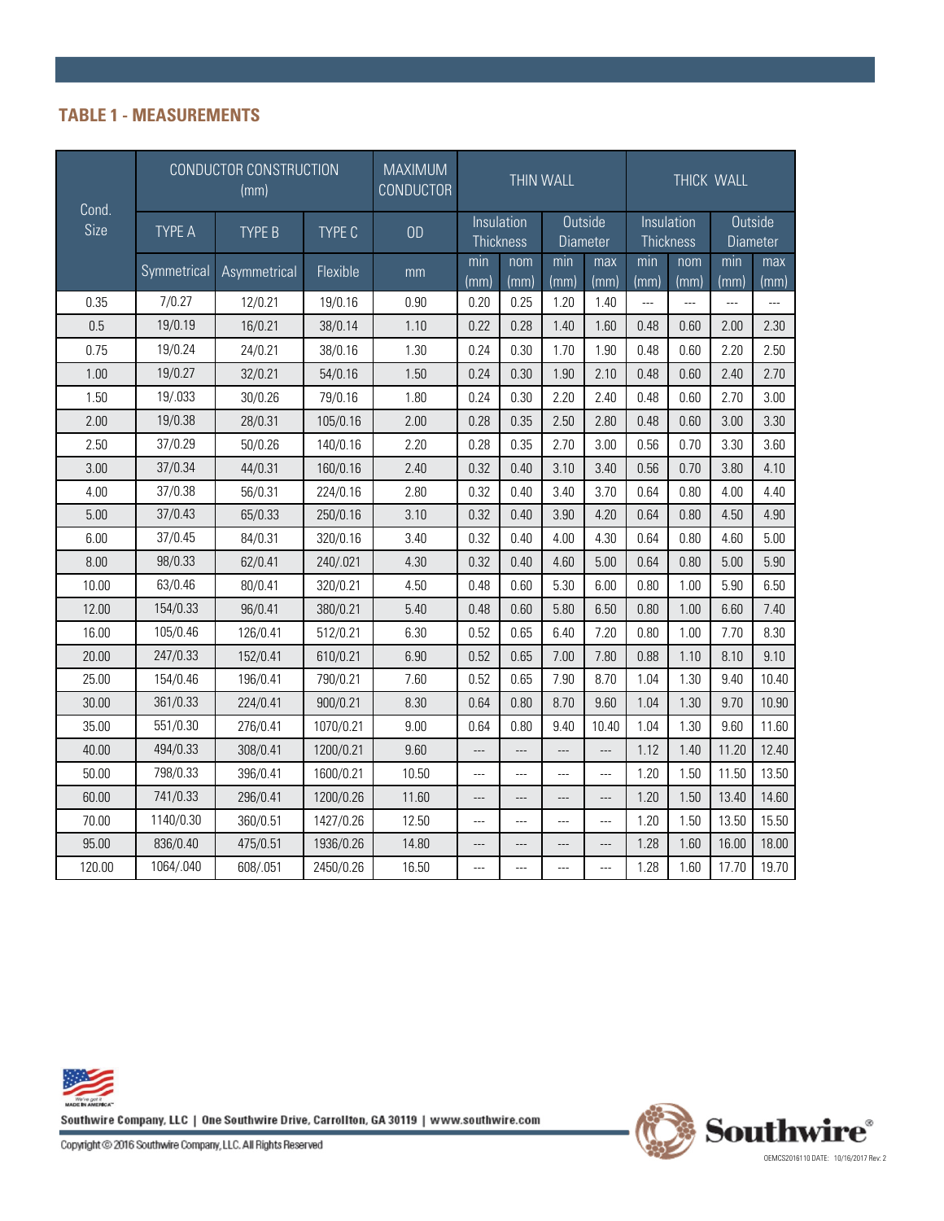### TABLE 1 - MEASUREMENTS

| Cond. Size | CONDUCTOR CONSTRUCTION (mm) | | | MAXIMUM CONDUCTOR | THIN WALL | | | | THICK WALL | | | |
|---|---|---|---|---|---|---|---|---|---|---|---|---|
| | TYPE A | TYPE B | TYPE C | OD | Insulation Thickness | | Outside Diameter | | Insulation Thickness | | Outside Diameter | |
| | Symmetrical | Asymmetrical | Flexible | mm | min (mm) | nom (mm) | min (mm) | max (mm) | min (mm) | nom (mm) | min (mm) | max (mm) |
| 0.35 | 7/0.27 | 12/0.21 | 19/0.16 | 0.90 | 0.20 | 0.25 | 1.20 | 1.40 | --- | --- | --- | --- |
| 0.5 | 19/0.19 | 16/0.21 | 38/0.14 | 1.10 | 0.22 | 0.28 | 1.40 | 1.60 | 0.48 | 0.60 | 2.00 | 2.30 |
| 0.75 | 19/0.24 | 24/0.21 | 38/0.16 | 1.30 | 0.24 | 0.30 | 1.70 | 1.90 | 0.48 | 0.60 | 2.20 | 2.50 |
| 1.00 | 19/0.27 | 32/0.21 | 54/0.16 | 1.50 | 0.24 | 0.30 | 1.90 | 2.10 | 0.48 | 0.60 | 2.40 | 2.70 |
| 1.50 | 19/.033 | 30/0.26 | 79/0.16 | 1.80 | 0.24 | 0.30 | 2.20 | 2.40 | 0.48 | 0.60 | 2.70 | 3.00 |
| 2.00 | 19/0.38 | 28/0.31 | 105/0.16 | 2.00 | 0.28 | 0.35 | 2.50 | 2.80 | 0.48 | 0.60 | 3.00 | 3.30 |
| 2.50 | 37/0.29 | 50/0.26 | 140/0.16 | 2.20 | 0.28 | 0.35 | 2.70 | 3.00 | 0.56 | 0.70 | 3.30 | 3.60 |
| 3.00 | 37/0.34 | 44/0.31 | 160/0.16 | 2.40 | 0.32 | 0.40 | 3.10 | 3.40 | 0.56 | 0.70 | 3.80 | 4.10 |
| 4.00 | 37/0.38 | 56/0.31 | 224/0.16 | 2.80 | 0.32 | 0.40 | 3.40 | 3.70 | 0.64 | 0.80 | 4.00 | 4.40 |
| 5.00 | 37/0.43 | 65/0.33 | 250/0.16 | 3.10 | 0.32 | 0.40 | 3.90 | 4.20 | 0.64 | 0.80 | 4.50 | 4.90 |
| 6.00 | 37/0.45 | 84/0.31 | 320/0.16 | 3.40 | 0.32 | 0.40 | 4.00 | 4.30 | 0.64 | 0.80 | 4.60 | 5.00 |
| 8.00 | 98/0.33 | 62/0.41 | 240/.021 | 4.30 | 0.32 | 0.40 | 4.60 | 5.00 | 0.64 | 0.80 | 5.00 | 5.90 |
| 10.00 | 63/0.46 | 80/0.41 | 320/0.21 | 4.50 | 0.48 | 0.60 | 5.30 | 6.00 | 0.80 | 1.00 | 5.90 | 6.50 |
| 12.00 | 154/0.33 | 96/0.41 | 380/0.21 | 5.40 | 0.48 | 0.60 | 5.80 | 6.50 | 0.80 | 1.00 | 6.60 | 7.40 |
| 16.00 | 105/0.46 | 126/0.41 | 512/0.21 | 6.30 | 0.52 | 0.65 | 6.40 | 7.20 | 0.80 | 1.00 | 7.70 | 8.30 |
| 20.00 | 247/0.33 | 152/0.41 | 610/0.21 | 6.90 | 0.52 | 0.65 | 7.00 | 7.80 | 0.88 | 1.10 | 8.10 | 9.10 |
| 25.00 | 154/0.46 | 196/0.41 | 790/0.21 | 7.60 | 0.52 | 0.65 | 7.90 | 8.70 | 1.04 | 1.30 | 9.40 | 10.40 |
| 30.00 | 361/0.33 | 224/0.41 | 900/0.21 | 8.30 | 0.64 | 0.80 | 8.70 | 9.60 | 1.04 | 1.30 | 9.70 | 10.90 |
| 35.00 | 551/0.30 | 276/0.41 | 1070/0.21 | 9.00 | 0.64 | 0.80 | 9.40 | 10.40 | 1.04 | 1.30 | 9.60 | 11.60 |
| 40.00 | 494/0.33 | 308/0.41 | 1200/0.21 | 9.60 | --- | --- | --- | --- | 1.12 | 1.40 | 11.20 | 12.40 |
| 50.00 | 798/0.33 | 396/0.41 | 1600/0.21 | 10.50 | --- | --- | --- | --- | 1.20 | 1.50 | 11.50 | 13.50 |
| 60.00 | 741/0.33 | 296/0.41 | 1200/0.26 | 11.60 | --- | --- | --- | --- | 1.20 | 1.50 | 13.40 | 14.60 |
| 70.00 | 1140/0.30 | 360/0.51 | 1427/0.26 | 12.50 | --- | --- | --- | --- | 1.20 | 1.50 | 13.50 | 15.50 |
| 95.00 | 836/0.40 | 475/0.51 | 1936/0.26 | 14.80 | --- | --- | --- | --- | 1.28 | 1.60 | 16.00 | 18.00 |
| 120.00 | 1064/.040 | 608/.051 | 2450/0.26 | 16.50 | --- | --- | --- | --- | 1.28 | 1.60 | 17.70 | 19.70 |

We've got it MADE IN AMERICA™

Southwire Company, LLC | One Southwire Drive, Carrollton, GA 30119 | www.southwire.com

Copyright © 2016 Southwire Company, LLC. All Rights Reserved

Southwire®

OEMCS2016110 DATE: 10/16/2017 Rev: 2